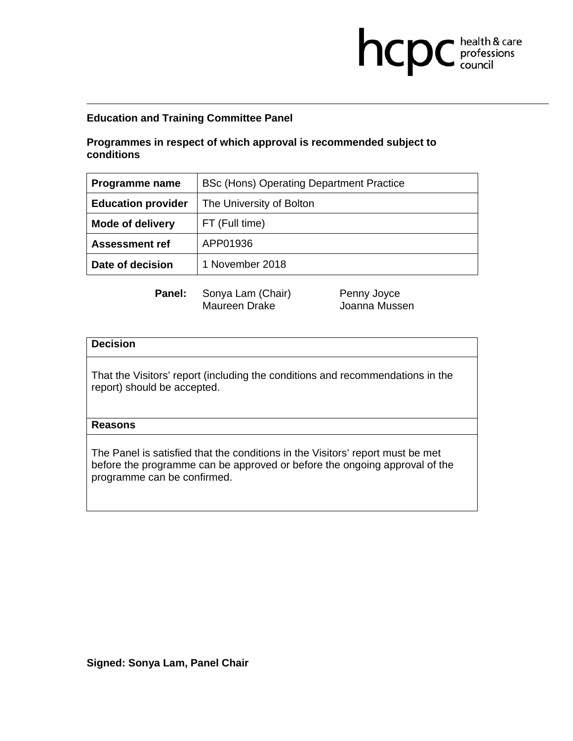hcpc health & care professions council

**Education and Training Committee Panel**

**Programmes in respect of which approval is recommended subject to conditions**

| | |
|---|---|
| **Programme name** | BSc (Hons) Operating Department Practice |
| **Education provider** | The University of Bolton |
| **Mode of delivery** | FT (Full time) |
| **Assessment ref** | APP01936 |
| **Date of decision** | 1 November 2018 |

**Panel:** Sonya Lam (Chair), Penny Joyce, Maureen Drake, Joanna Mussen

| **Decision** |
|---|
| That the Visitors' report (including the conditions and recommendations in the report) should be accepted. |
| **Reasons** |
| The Panel is satisfied that the conditions in the Visitors' report must be met before the programme can be approved or before the ongoing approval of the programme can be confirmed. |

**Signed: Sonya Lam, Panel Chair**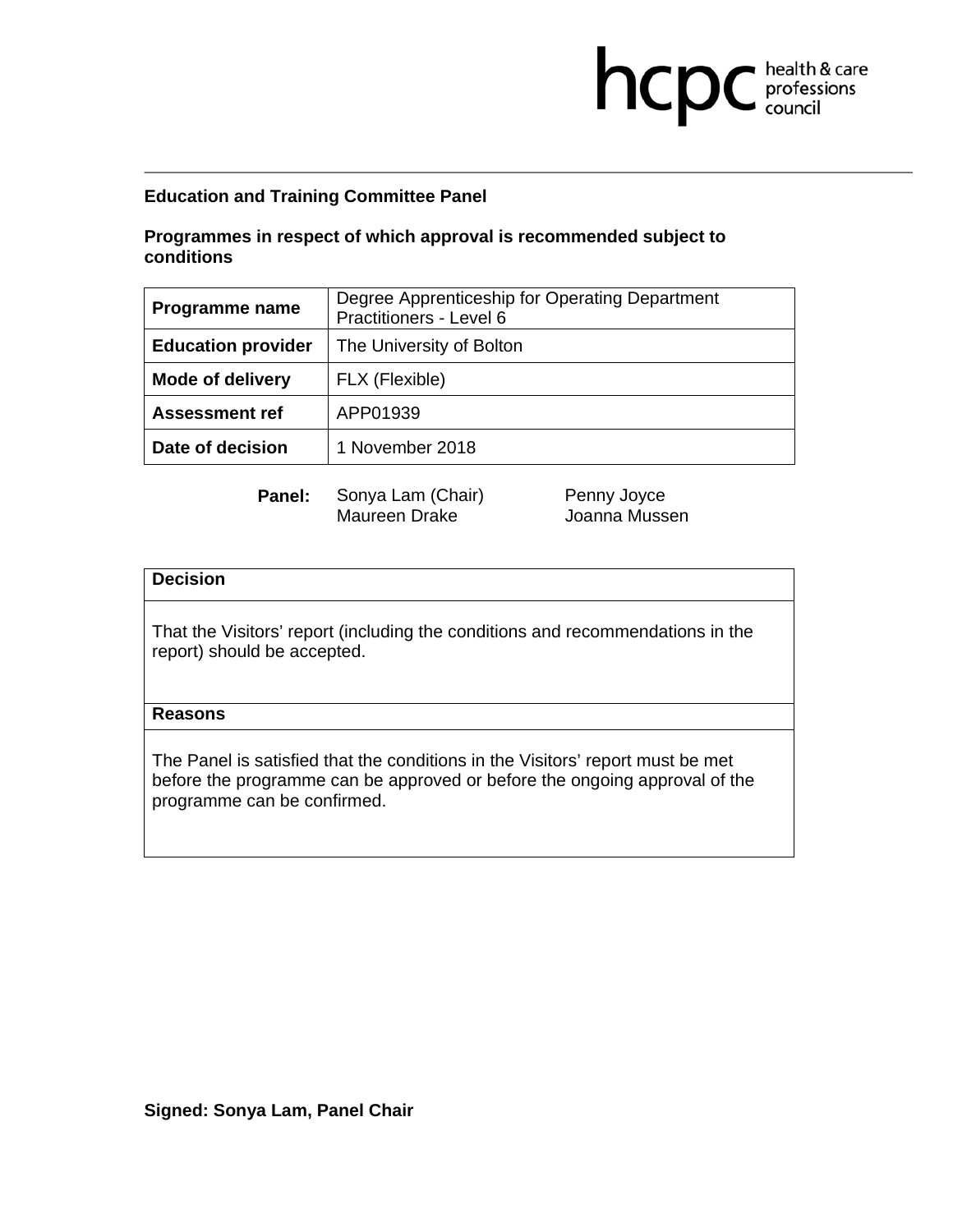**Education and Training Committee Panel**

**Programmes in respect of which approval is recommended subject to conditions**

| | |
|---|---|
| **Programme name** | Degree Apprenticeship for Operating Department Practitioners - Level 6 |
| **Education provider** | The University of Bolton |
| **Mode of delivery** | FLX (Flexible) |
| **Assessment ref** | APP01939 |
| **Date of decision** | 1 November 2018 |

**Panel:** Sonya Lam (Chair), Penny Joyce, Maureen Drake, Joanna Mussen

| **Decision** |
|---|
| That the Visitors' report (including the conditions and recommendations in the report) should be accepted. |
| **Reasons** |
| The Panel is satisfied that the conditions in the Visitors' report must be met before the programme can be approved or before the ongoing approval of the programme can be confirmed. |

**Signed: Sonya Lam, Panel Chair**